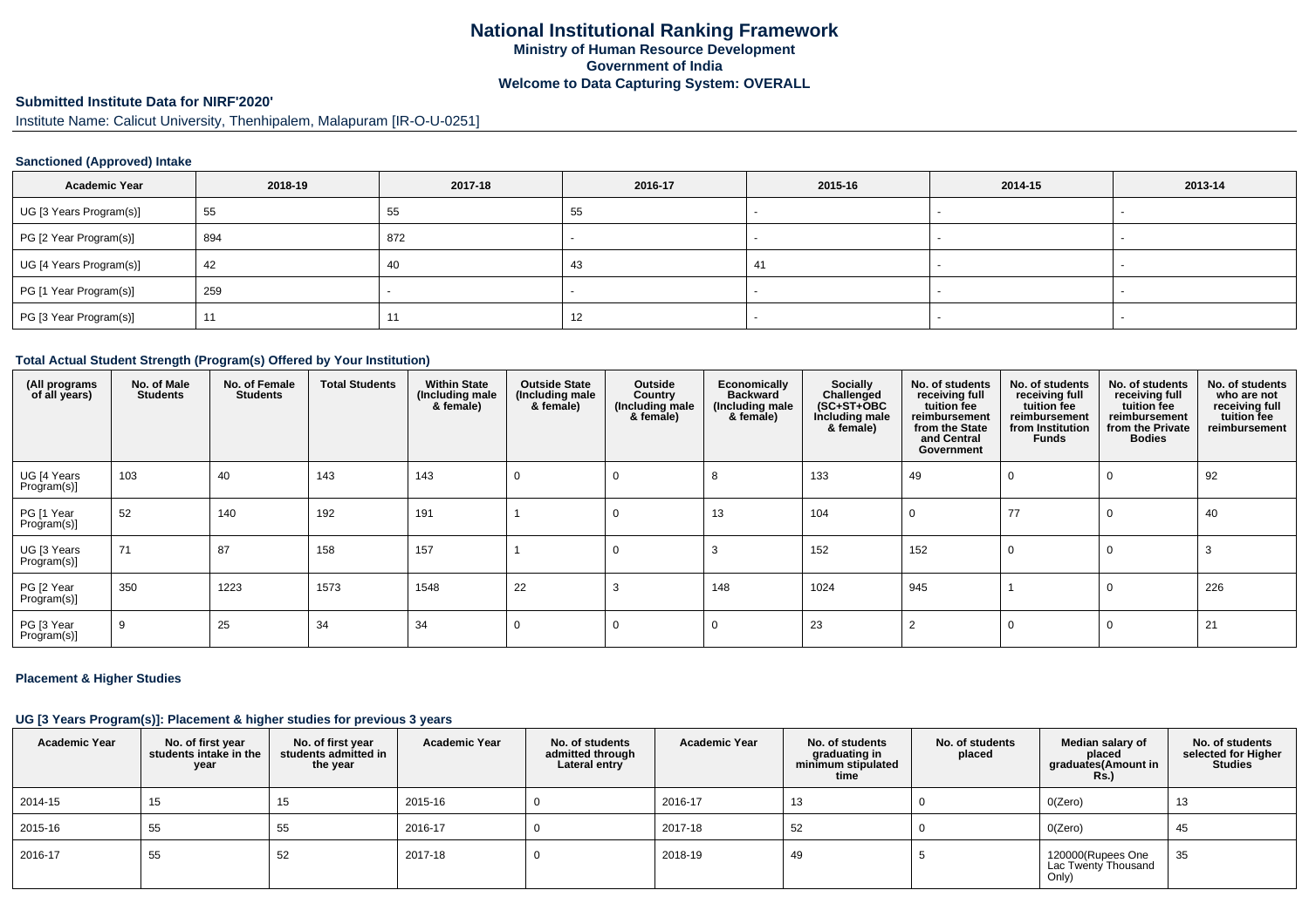# National Institutional Ranking Framework

**Ministry of Human Resource Development**

**Government of India**

**Welcome to Data Capturing System: OVERALL**

**Submitted Institute Data for NIRF'2020'**

Institute Name: Calicut University, Thenhipalem, Malapuram [IR-O-U-0251]

### Sanctioned (Approved) Intake

| Academic Year | 2018-19 | 2017-18 | 2016-17 | 2015-16 | 2014-15 | 2013-14 |
|---|---|---|---|---|---|---|
| UG [3 Years Program(s)] | 55 | 55 | 55 | - | - | - |
| PG [2 Year Program(s)] | 894 | 872 | - | - | - | - |
| UG [4 Years Program(s)] | 42 | 40 | 43 | 41 | - | - |
| PG [1 Year Program(s)] | 259 | - | - | - | - | - |
| PG [3 Year Program(s)] | 11 | 11 | 12 | - | - | - |

### Total Actual Student Strength (Program(s) Offered by Your Institution)

| (All programs of all years) | No. of Male Students | No. of Female Students | Total Students | Within State (Including male & female) | Outside State (Including male & female) | Outside Country (Including male & female) | Economically Backward (Including male & female) | Socially Challenged (SC+ST+OBC Including male & female) | No. of students receiving full tuition fee reimbursement from the State and Central Government | No. of students receiving full tuition fee reimbursement from Institution Funds | No. of students receiving full tuition fee reimbursement from the Private Bodies | No. of students who are not receiving full tuition fee reimbursement |
|---|---|---|---|---|---|---|---|---|---|---|---|---|
| UG [4 Years Program(s)] | 103 | 40 | 143 | 143 | 0 | 0 | 8 | 133 | 49 | 0 | 0 | 92 |
| PG [1 Year Program(s)] | 52 | 140 | 192 | 191 | 1 | 0 | 13 | 104 | 0 | 77 | 0 | 40 |
| UG [3 Years Program(s)] | 71 | 87 | 158 | 157 | 1 | 0 | 3 | 152 | 152 | 0 | 0 | 3 |
| PG [2 Year Program(s)] | 350 | 1223 | 1573 | 1548 | 22 | 3 | 148 | 1024 | 945 | 1 | 0 | 226 |
| PG [3 Year Program(s)] | 9 | 25 | 34 | 34 | 0 | 0 | 0 | 23 | 2 | 0 | 0 | 21 |

### Placement & Higher Studies

#### UG [3 Years Program(s)]: Placement & higher studies for previous 3 years

| Academic Year | No. of first year students intake in the year | No. of first year students admitted in the year | Academic Year | No. of students admitted through Lateral entry | Academic Year | No. of students graduating in minimum stipulated time | No. of students placed | Median salary of placed graduates(Amount in Rs.) | No. of students selected for Higher Studies |
|---|---|---|---|---|---|---|---|---|---|
| 2014-15 | 15 | 15 | 2015-16 | 0 | 2016-17 | 13 | 0 | 0(Zero) | 13 |
| 2015-16 | 55 | 55 | 2016-17 | 0 | 2017-18 | 52 | 0 | 0(Zero) | 45 |
| 2016-17 | 55 | 52 | 2017-18 | 0 | 2018-19 | 49 | 5 | 120000(Rupees One Lac Twenty Thousand Only) | 35 |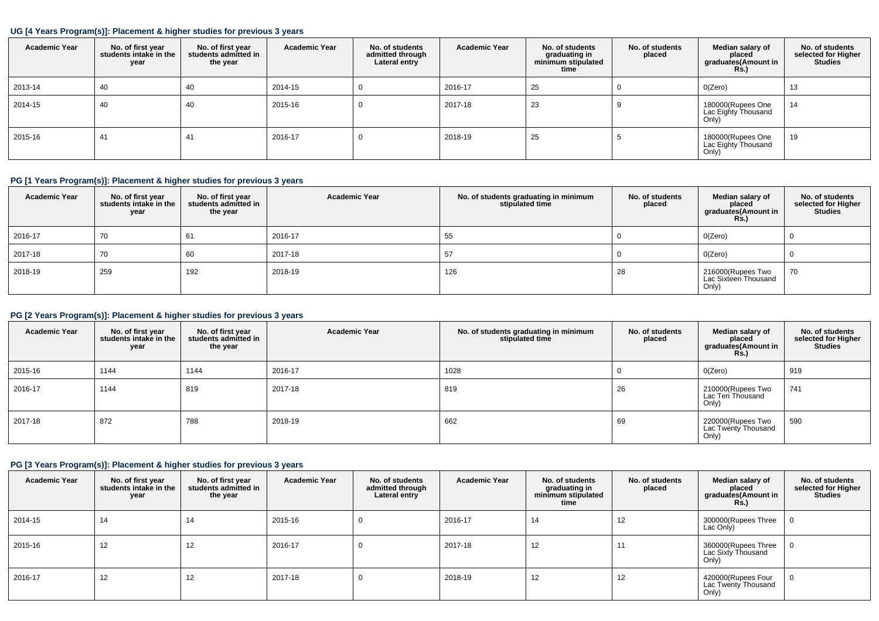### UG [4 Years Program(s)]: Placement & higher studies for previous 3 years

| Academic Year | No. of first year students intake in the year | No. of first year students admitted in the year | Academic Year | No. of students admitted through Lateral entry | Academic Year | No. of students graduating in minimum stipulated time | No. of students placed | Median salary of placed graduates(Amount in Rs.) | No. of students selected for Higher Studies |
|---|---|---|---|---|---|---|---|---|---|
| 2013-14 | 40 | 40 | 2014-15 | 0 | 2016-17 | 25 | 0 | 0(Zero) | 13 |
| 2014-15 | 40 | 40 | 2015-16 | 0 | 2017-18 | 23 | 9 | 180000(Rupees One Lac Eighty Thousand Only) | 14 |
| 2015-16 | 41 | 41 | 2016-17 | 0 | 2018-19 | 25 | 5 | 180000(Rupees One Lac Eighty Thousand Only) | 19 |

### PG [1 Years Program(s)]: Placement & higher studies for previous 3 years

| Academic Year | No. of first year students intake in the year | No. of first year students admitted in the year | Academic Year | No. of students graduating in minimum stipulated time | No. of students placed | Median salary of placed graduates(Amount in Rs.) | No. of students selected for Higher Studies |
|---|---|---|---|---|---|---|---|
| 2016-17 | 70 | 61 | 2016-17 | 55 | 0 | 0(Zero) | 0 |
| 2017-18 | 70 | 60 | 2017-18 | 57 | 0 | 0(Zero) | 0 |
| 2018-19 | 259 | 192 | 2018-19 | 126 | 28 | 216000(Rupees Two Lac Sixteen Thousand Only) | 70 |

### PG [2 Years Program(s)]: Placement & higher studies for previous 3 years

| Academic Year | No. of first year students intake in the year | No. of first year students admitted in the year | Academic Year | No. of students graduating in minimum stipulated time | No. of students placed | Median salary of placed graduates(Amount in Rs.) | No. of students selected for Higher Studies |
|---|---|---|---|---|---|---|---|
| 2015-16 | 1144 | 1144 | 2016-17 | 1028 | 0 | 0(Zero) | 919 |
| 2016-17 | 1144 | 819 | 2017-18 | 819 | 26 | 210000(Rupees Two Lac Ten Thousand Only) | 741 |
| 2017-18 | 872 | 788 | 2018-19 | 662 | 69 | 220000(Rupees Two Lac Twenty Thousand Only) | 590 |

### PG [3 Years Program(s)]: Placement & higher studies for previous 3 years

| Academic Year | No. of first year students intake in the year | No. of first year students admitted in the year | Academic Year | No. of students admitted through Lateral entry | Academic Year | No. of students graduating in minimum stipulated time | No. of students placed | Median salary of placed graduates(Amount in Rs.) | No. of students selected for Higher Studies |
|---|---|---|---|---|---|---|---|---|---|
| 2014-15 | 14 | 14 | 2015-16 | 0 | 2016-17 | 14 | 12 | 300000(Rupees Three Lac Only) | 0 |
| 2015-16 | 12 | 12 | 2016-17 | 0 | 2017-18 | 12 | 11 | 360000(Rupees Three Lac Sixty Thousand Only) | 0 |
| 2016-17 | 12 | 12 | 2017-18 | 0 | 2018-19 | 12 | 12 | 420000(Rupees Four Lac Twenty Thousand Only) | 0 |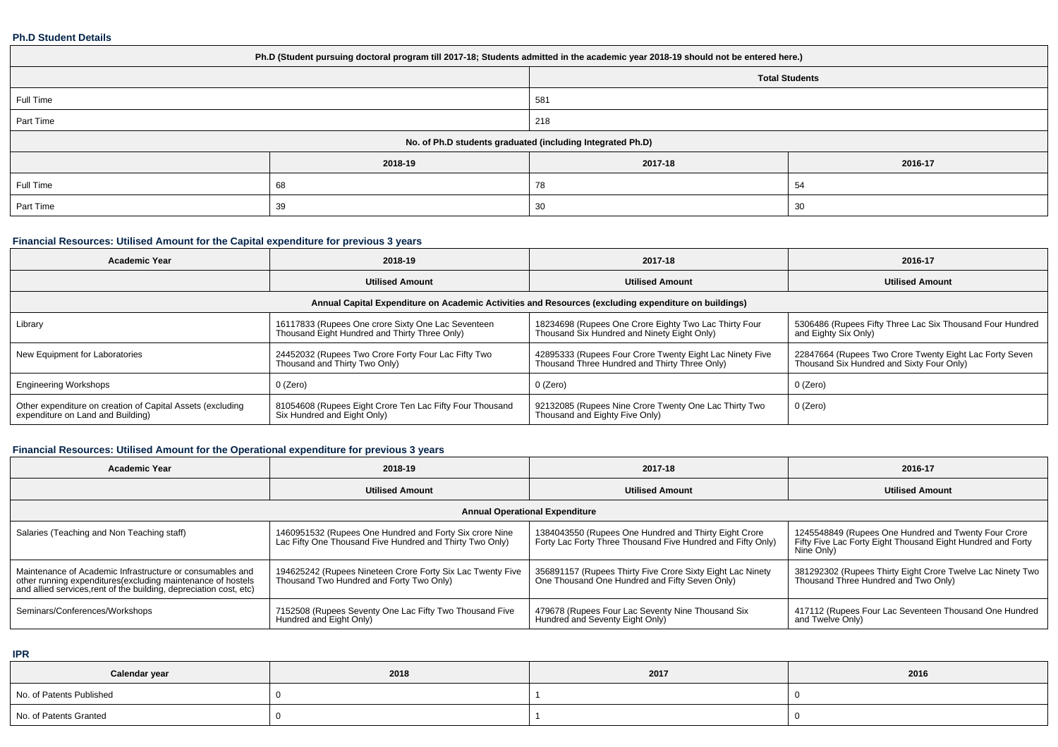### Ph.D Student Details

| Ph.D (Student pursuing doctoral program till 2017-18; Students admitted in the academic year 2018-19 should not be entered here.) | | | |
|---|---|---|---|
| | Total Students | | |
| Full Time | 581 | | |
| Part Time | 218 | | |
| No. of Ph.D students graduated (including Integrated Ph.D) | | | |
| | 2018-19 | 2017-18 | 2016-17 |
| Full Time | 68 | 78 | 54 |
| Part Time | 39 | 30 | 30 |

### Financial Resources: Utilised Amount for the Capital expenditure for previous 3 years

| Academic Year | 2018-19 | 2017-18 | 2016-17 |
|---|---|---|---|
| | Utilised Amount | Utilised Amount | Utilised Amount |
| Annual Capital Expenditure on Academic Activities and Resources (excluding expenditure on buildings) | | | |
| Library | 16117833 (Rupees One crore Sixty One Lac Seventeen Thousand Eight Hundred and Thirty Three Only) | 18234698 (Rupees One Crore Eighty Two Lac Thirty Four Thousand Six Hundred and Ninety Eight Only) | 5306486 (Rupees Fifty Three Lac Six Thousand Four Hundred and Eighty Six Only) |
| New Equipment for Laboratories | 24452032 (Rupees Two Crore Forty Four Lac Fifty Two Thousand and Thirty Two Only) | 42895333 (Rupees Four Crore Twenty Eight Lac Ninety Five Thousand Three Hundred and Thirty Three Only) | 22847664 (Rupees Two Crore Twenty Eight Lac Forty Seven Thousand Six Hundred and Sixty Four Only) |
| Engineering Workshops | 0 (Zero) | 0 (Zero) | 0 (Zero) |
| Other expenditure on creation of Capital Assets (excluding expenditure on Land and Building) | 81054608 (Rupees Eight Crore Ten Lac Fifty Four Thousand Six Hundred and Eight Only) | 92132085 (Rupees Nine Crore Twenty One Lac Thirty Two Thousand and Eighty Five Only) | 0 (Zero) |

### Financial Resources: Utilised Amount for the Operational expenditure for previous 3 years

| Academic Year | 2018-19 | 2017-18 | 2016-17 |
|---|---|---|---|
| | Utilised Amount | Utilised Amount | Utilised Amount |
| Annual Operational Expenditure | | | |
| Salaries (Teaching and Non Teaching staff) | 1460951532 (Rupees One Hundred and Forty Six crore Nine Lac Fifty One Thousand Five Hundred and Thirty Two Only) | 1384043550 (Rupees One Hundred and Thirty Eight Crore Forty Lac Forty Three Thousand Five Hundred and Fifty Only) | 1245548849 (Rupees One Hundred and Twenty Four Crore Fifty Five Lac Forty Eight Thousand Eight Hundred and Forty Nine Only) |
| Maintenance of Academic Infrastructure or consumables and other running expenditures(excluding maintenance of hostels and allied services,rent of the building, depreciation cost, etc) | 194625242 (Rupees Nineteen Crore Forty Six Lac Twenty Five Thousand Two Hundred and Forty Two Only) | 356891157 (Rupees Thirty Five Crore Sixty Eight Lac Ninety One Thousand One Hundred and Fifty Seven Only) | 381292302 (Rupees Thirty Eight Crore Twelve Lac Ninety Two Thousand Three Hundred and Two Only) |
| Seminars/Conferences/Workshops | 7152508 (Rupees Seventy One Lac Fifty Two Thousand Five Hundred and Eight Only) | 479678 (Rupees Four Lac Seventy Nine Thousand Six Hundred and Seventy Eight Only) | 417112 (Rupees Four Lac Seventeen Thousand One Hundred and Twelve Only) |

### IPR

| Calendar year | 2018 | 2017 | 2016 |
|---|---|---|---|
| No. of Patents Published | 0 | 1 | 0 |
| No. of Patents Granted | 0 | 1 | 0 |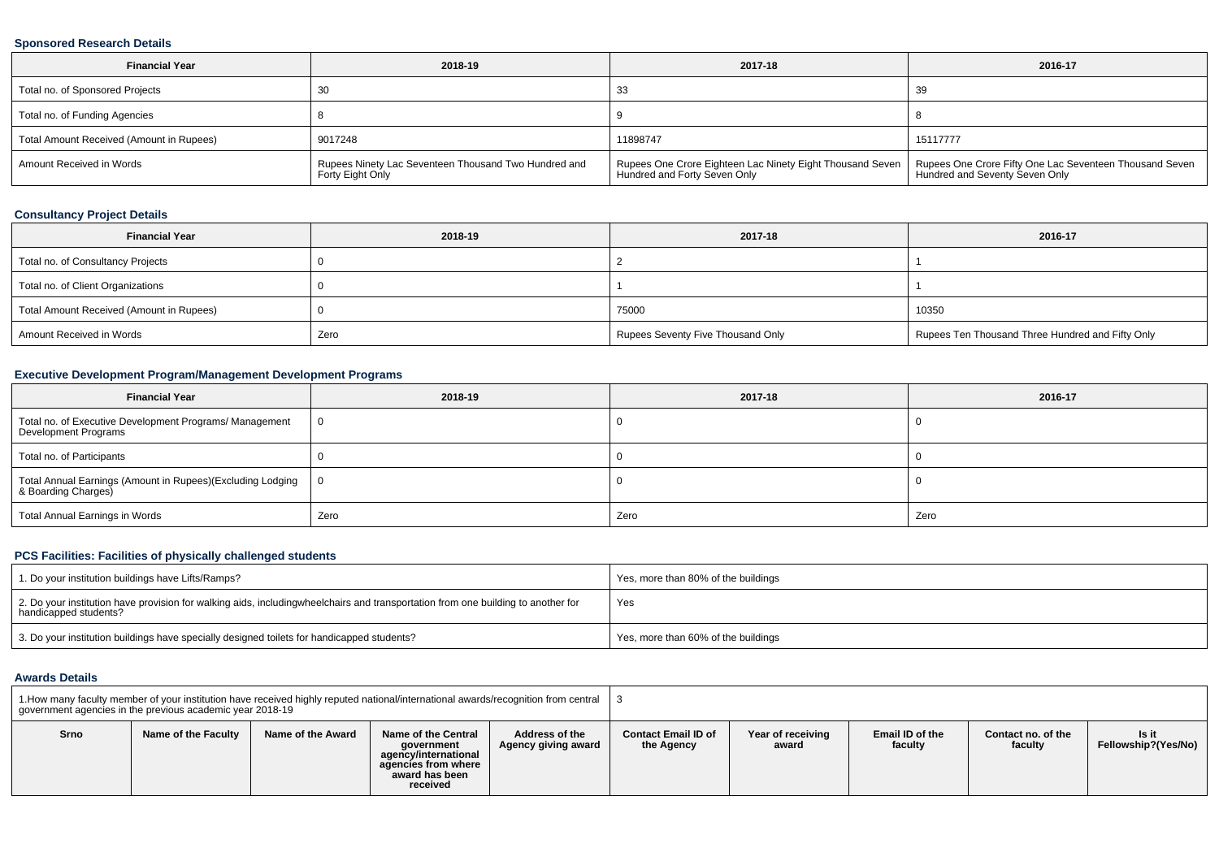### Sponsored Research Details

| Financial Year | 2018-19 | 2017-18 | 2016-17 |
|---|---|---|---|
| Total no. of Sponsored Projects | 30 | 33 | 39 |
| Total no. of Funding Agencies | 8 | 9 | 8 |
| Total Amount Received (Amount in Rupees) | 9017248 | 11898747 | 15117777 |
| Amount Received in Words | Rupees Ninety Lac Seventeen Thousand Two Hundred and Forty Eight Only | Rupees One Crore Eighteen Lac Ninety Eight Thousand Seven Hundred and Forty Seven Only | Rupees One Crore Fifty One Lac Seventeen Thousand Seven Hundred and Seventy Seven Only |

### Consultancy Project Details

| Financial Year | 2018-19 | 2017-18 | 2016-17 |
|---|---|---|---|
| Total no. of Consultancy Projects | 0 | 2 | 1 |
| Total no. of Client Organizations | 0 | 1 | 1 |
| Total Amount Received (Amount in Rupees) | 0 | 75000 | 10350 |
| Amount Received in Words | Zero | Rupees Seventy Five Thousand Only | Rupees Ten Thousand Three Hundred and Fifty Only |

### Executive Development Program/Management Development Programs

| Financial Year | 2018-19 | 2017-18 | 2016-17 |
|---|---|---|---|
| Total no. of Executive Development Programs/ Management Development Programs | 0 | 0 | 0 |
| Total no. of Participants | 0 | 0 | 0 |
| Total Annual Earnings (Amount in Rupees)(Excluding Lodging & Boarding Charges) | 0 | 0 | 0 |
| Total Annual Earnings in Words | Zero | Zero | Zero |

### PCS Facilities: Facilities of physically challenged students

| | |
|---|---|
| 1. Do your institution buildings have Lifts/Ramps? | Yes, more than 80% of the buildings |
| 2. Do your institution have provision for walking aids, includingwheelchairs and transportation from one building to another for handicapped students? | Yes |
| 3. Do your institution buildings have specially designed toilets for handicapped students? | Yes, more than 60% of the buildings |

### Awards Details

| 1.How many faculty member of your institution have received highly reputed national/international awards/recognition from central government agencies in the previous academic year 2018-19 | | | | | 3 | | | | |
|---|---|---|---|---|---|---|---|---|---|
| Srno | Name of the Faculty | Name of the Award | Name of the Central government agency/international agencies from where award has been received | Address of the Agency giving award | Contact Email ID of the Agency | Year of receiving award | Email ID of the faculty | Contact no. of the faculty | Is it Fellowship?(Yes/No) |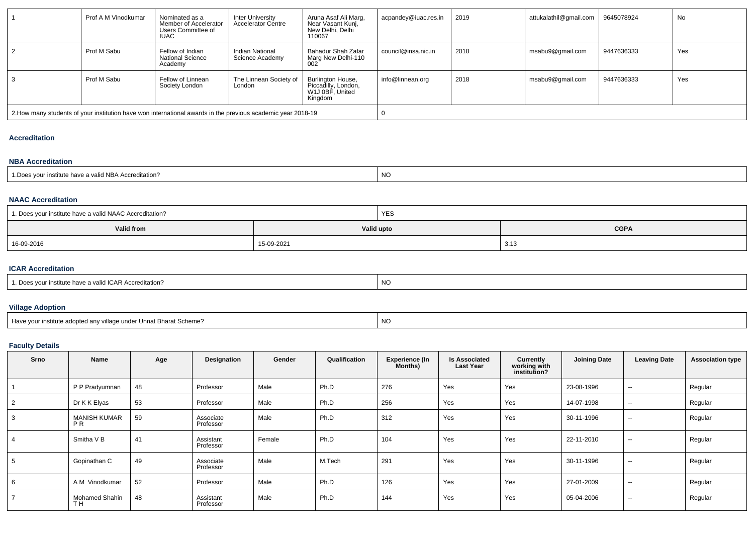| 1 | Prof A M Vinodkumar | Nominated as a Member of Accelerator Users Committee of IUAC | Inter University Accelerator Centre | Aruna Asaf Ali Marg, Near Vasant Kunj, New Delhi, Delhi 110067 | acpandey@iuac.res.in | 2019 | attukalathil@gmail.com | 9645078924 | No |
|---|---|---|---|---|---|---|---|---|---|
| 2 | Prof M Sabu | Fellow of Indian National Science Academy | Indian National Science Academy | Bahadur Shah Zafar Marg New Delhi-110 002 | council@insa.nic.in | 2018 | msabu9@gmail.com | 9447636333 | Yes |
| 3 | Prof M Sabu | Fellow of Linnean Society London | The Linnean Society of London | Burlington House, Piccadilly, London, W1J 0BF, United Kingdom | info@linnean.org | 2018 | msabu9@gmail.com | 9447636333 | Yes |
| 2.How many students of your institution have won international awards in the previous academic year 2018-19 | | | | | 0 | | | | |

## Accreditation

### NBA Accreditation

| 1.Does your institute have a valid NBA Accreditation? | NO |
|---|---|

### NAAC Accreditation

| 1. Does your institute have a valid NAAC Accreditation? | | YES |
|---|---|---|
| **Valid from** | **Valid upto** | **CGPA** |
| 16-09-2016 | 15-09-2021 | 3.13 |

### ICAR Accreditation

| 1. Does your institute have a valid ICAR Accreditation? | NO |
|---|---|

### Village Adoption

| Have your institute adopted any village under Unnat Bharat Scheme? | NO |
|---|---|

### Faculty Details

| Srno | Name | Age | Designation | Gender | Qualification | Experience (In Months) | Is Associated Last Year | Currently working with institution? | Joining Date | Leaving Date | Association type |
|---|---|---|---|---|---|---|---|---|---|---|---|
| 1 | P P Pradyumnan | 48 | Professor | Male | Ph.D | 276 | Yes | Yes | 23-08-1996 | -- | Regular |
| 2 | Dr K K Elyas | 53 | Professor | Male | Ph.D | 256 | Yes | Yes | 14-07-1998 | -- | Regular |
| 3 | MANISH KUMAR P R | 59 | Associate Professor | Male | Ph.D | 312 | Yes | Yes | 30-11-1996 | -- | Regular |
| 4 | Smitha V B | 41 | Assistant Professor | Female | Ph.D | 104 | Yes | Yes | 22-11-2010 | -- | Regular |
| 5 | Gopinathan C | 49 | Associate Professor | Male | M.Tech | 291 | Yes | Yes | 30-11-1996 | -- | Regular |
| 6 | A M Vinodkumar | 52 | Professor | Male | Ph.D | 126 | Yes | Yes | 27-01-2009 | -- | Regular |
| 7 | Mohamed Shahin T H | 48 | Assistant Professor | Male | Ph.D | 144 | Yes | Yes | 05-04-2006 | -- | Regular |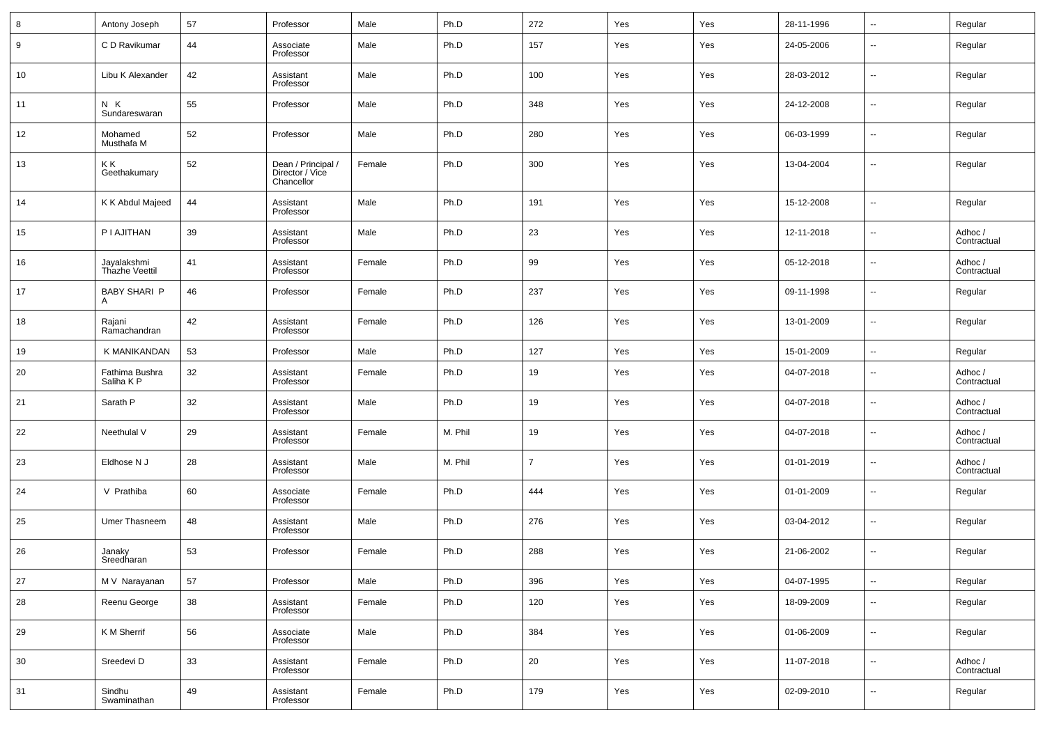| 8 | Antony Joseph | 57 | Professor | Male | Ph.D | 272 | Yes | Yes | 28-11-1996 | -- | Regular |
|---|---|---|---|---|---|---|---|---|---|---|---|
| 9 | C D Ravikumar | 44 | Associate Professor | Male | Ph.D | 157 | Yes | Yes | 24-05-2006 | -- | Regular |
| 10 | Libu K Alexander | 42 | Assistant Professor | Male | Ph.D | 100 | Yes | Yes | 28-03-2012 | -- | Regular |
| 11 | N K Sundareswaran | 55 | Professor | Male | Ph.D | 348 | Yes | Yes | 24-12-2008 | -- | Regular |
| 12 | Mohamed Musthafa M | 52 | Professor | Male | Ph.D | 280 | Yes | Yes | 06-03-1999 | -- | Regular |
| 13 | K K Geethakumary | 52 | Dean / Principal / Director / Vice Chancellor | Female | Ph.D | 300 | Yes | Yes | 13-04-2004 | -- | Regular |
| 14 | K K Abdul Majeed | 44 | Assistant Professor | Male | Ph.D | 191 | Yes | Yes | 15-12-2008 | -- | Regular |
| 15 | P I AJITHAN | 39 | Assistant Professor | Male | Ph.D | 23 | Yes | Yes | 12-11-2018 | -- | Adhoc / Contractual |
| 16 | Jayalakshmi Thazhe Veettil | 41 | Assistant Professor | Female | Ph.D | 99 | Yes | Yes | 05-12-2018 | -- | Adhoc / Contractual |
| 17 | BABY SHARI P A | 46 | Professor | Female | Ph.D | 237 | Yes | Yes | 09-11-1998 | -- | Regular |
| 18 | Rajani Ramachandran | 42 | Assistant Professor | Female | Ph.D | 126 | Yes | Yes | 13-01-2009 | -- | Regular |
| 19 | K MANIKANDAN | 53 | Professor | Male | Ph.D | 127 | Yes | Yes | 15-01-2009 | -- | Regular |
| 20 | Fathima Bushra Saliha K P | 32 | Assistant Professor | Female | Ph.D | 19 | Yes | Yes | 04-07-2018 | -- | Adhoc / Contractual |
| 21 | Sarath P | 32 | Assistant Professor | Male | Ph.D | 19 | Yes | Yes | 04-07-2018 | -- | Adhoc / Contractual |
| 22 | Neethulal V | 29 | Assistant Professor | Female | M. Phil | 19 | Yes | Yes | 04-07-2018 | -- | Adhoc / Contractual |
| 23 | Eldhose N J | 28 | Assistant Professor | Male | M. Phil | 7 | Yes | Yes | 01-01-2019 | -- | Adhoc / Contractual |
| 24 | V Prathiba | 60 | Associate Professor | Female | Ph.D | 444 | Yes | Yes | 01-01-2009 | -- | Regular |
| 25 | Umer Thasneem | 48 | Assistant Professor | Male | Ph.D | 276 | Yes | Yes | 03-04-2012 | -- | Regular |
| 26 | Janaky Sreedharan | 53 | Professor | Female | Ph.D | 288 | Yes | Yes | 21-06-2002 | -- | Regular |
| 27 | M V Narayanan | 57 | Professor | Male | Ph.D | 396 | Yes | Yes | 04-07-1995 | -- | Regular |
| 28 | Reenu George | 38 | Assistant Professor | Female | Ph.D | 120 | Yes | Yes | 18-09-2009 | -- | Regular |
| 29 | K M Sherrif | 56 | Associate Professor | Male | Ph.D | 384 | Yes | Yes | 01-06-2009 | -- | Regular |
| 30 | Sreedevi D | 33 | Assistant Professor | Female | Ph.D | 20 | Yes | Yes | 11-07-2018 | -- | Adhoc / Contractual |
| 31 | Sindhu Swaminathan | 49 | Assistant Professor | Female | Ph.D | 179 | Yes | Yes | 02-09-2010 | -- | Regular |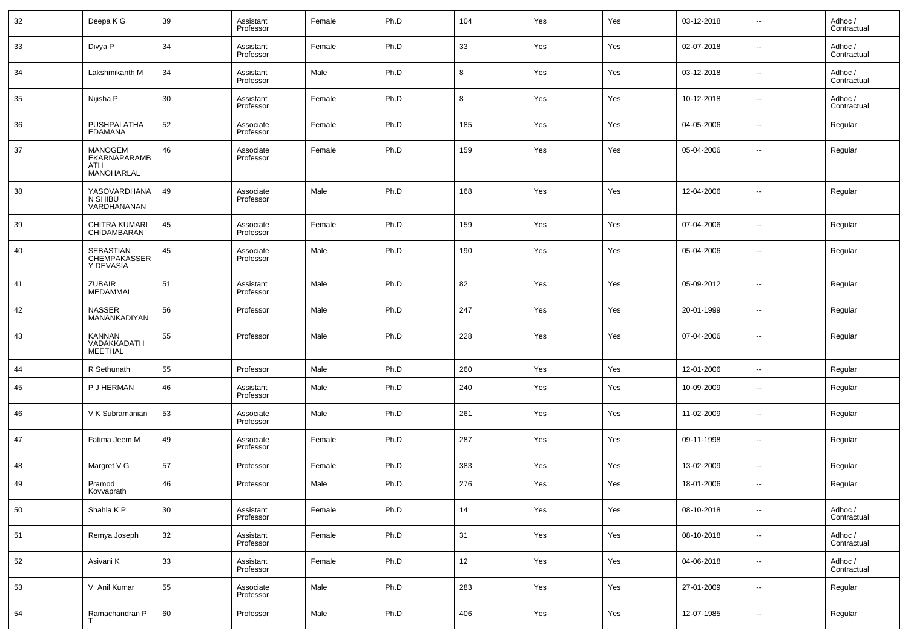| 32 | Deepa K G | 39 | Assistant Professor | Female | Ph.D | 104 | Yes | Yes | 03-12-2018 | -- | Adhoc / Contractual |
|---|---|---|---|---|---|---|---|---|---|---|---|
| 33 | Divya P | 34 | Assistant Professor | Female | Ph.D | 33 | Yes | Yes | 02-07-2018 | -- | Adhoc / Contractual |
| 34 | Lakshmikanth M | 34 | Assistant Professor | Male | Ph.D | 8 | Yes | Yes | 03-12-2018 | -- | Adhoc / Contractual |
| 35 | Nijisha P | 30 | Assistant Professor | Female | Ph.D | 8 | Yes | Yes | 10-12-2018 | -- | Adhoc / Contractual |
| 36 | PUSHPALATHA EDAMANA | 52 | Associate Professor | Female | Ph.D | 185 | Yes | Yes | 04-05-2006 | -- | Regular |
| 37 | MANOGEM EKARNAPARAMBATH MANOHARLAL | 46 | Associate Professor | Female | Ph.D | 159 | Yes | Yes | 05-04-2006 | -- | Regular |
| 38 | YASOVARDHANAN SHIBU VARDHANANAN | 49 | Associate Professor | Male | Ph.D | 168 | Yes | Yes | 12-04-2006 | -- | Regular |
| 39 | CHITRA KUMARI CHIDAMBARAN | 45 | Associate Professor | Female | Ph.D | 159 | Yes | Yes | 07-04-2006 | -- | Regular |
| 40 | SEBASTIAN CHEMPAKASSERY DEVASIA | 45 | Associate Professor | Male | Ph.D | 190 | Yes | Yes | 05-04-2006 | -- | Regular |
| 41 | ZUBAIR MEDAMMAL | 51 | Assistant Professor | Male | Ph.D | 82 | Yes | Yes | 05-09-2012 | -- | Regular |
| 42 | NASSER MANANKADIYAN | 56 | Professor | Male | Ph.D | 247 | Yes | Yes | 20-01-1999 | -- | Regular |
| 43 | KANNAN VADAKKADATH MEETHAL | 55 | Professor | Male | Ph.D | 228 | Yes | Yes | 07-04-2006 | -- | Regular |
| 44 | R Sethunath | 55 | Professor | Male | Ph.D | 260 | Yes | Yes | 12-01-2006 | -- | Regular |
| 45 | P J HERMAN | 46 | Assistant Professor | Male | Ph.D | 240 | Yes | Yes | 10-09-2009 | -- | Regular |
| 46 | V K Subramanian | 53 | Associate Professor | Male | Ph.D | 261 | Yes | Yes | 11-02-2009 | -- | Regular |
| 47 | Fatima Jeem M | 49 | Associate Professor | Female | Ph.D | 287 | Yes | Yes | 09-11-1998 | -- | Regular |
| 48 | Margret V G | 57 | Professor | Female | Ph.D | 383 | Yes | Yes | 13-02-2009 | -- | Regular |
| 49 | Pramod Kovvaprath | 46 | Professor | Male | Ph.D | 276 | Yes | Yes | 18-01-2006 | -- | Regular |
| 50 | Shahla K P | 30 | Assistant Professor | Female | Ph.D | 14 | Yes | Yes | 08-10-2018 | -- | Adhoc / Contractual |
| 51 | Remya Joseph | 32 | Assistant Professor | Female | Ph.D | 31 | Yes | Yes | 08-10-2018 | -- | Adhoc / Contractual |
| 52 | Asivani K | 33 | Assistant Professor | Female | Ph.D | 12 | Yes | Yes | 04-06-2018 | -- | Adhoc / Contractual |
| 53 | V Anil Kumar | 55 | Associate Professor | Male | Ph.D | 283 | Yes | Yes | 27-01-2009 | -- | Regular |
| 54 | Ramachandran P T | 60 | Professor | Male | Ph.D | 406 | Yes | Yes | 12-07-1985 | -- | Regular |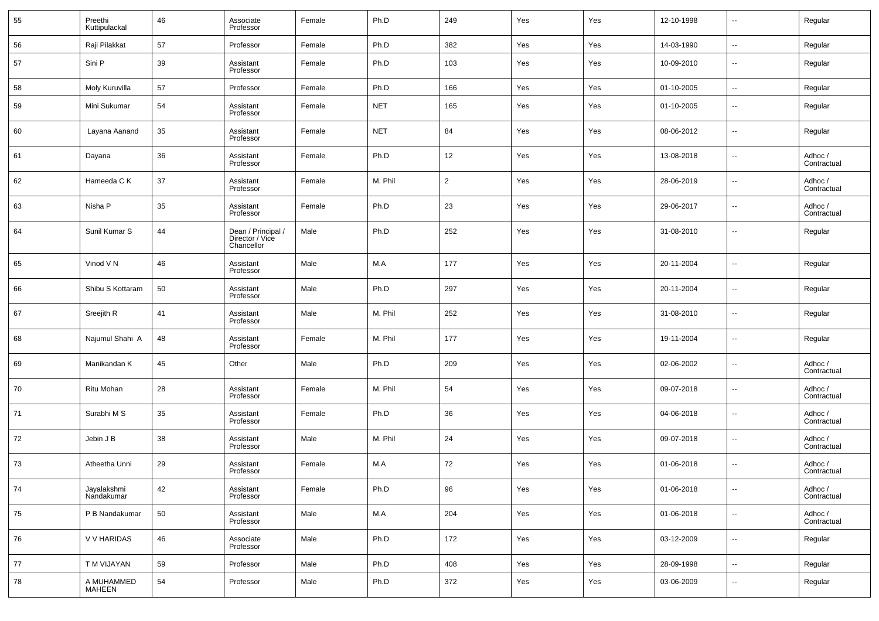| 55 | Preethi Kuttipulackal | 46 | Associate Professor | Female | Ph.D | 249 | Yes | Yes | 12-10-1998 | -- | Regular |
|---|---|---|---|---|---|---|---|---|---|---|---|
| 56 | Raji Pilakkat | 57 | Professor | Female | Ph.D | 382 | Yes | Yes | 14-03-1990 | -- | Regular |
| 57 | Sini P | 39 | Assistant Professor | Female | Ph.D | 103 | Yes | Yes | 10-09-2010 | -- | Regular |
| 58 | Moly Kuruvilla | 57 | Professor | Female | Ph.D | 166 | Yes | Yes | 01-10-2005 | -- | Regular |
| 59 | Mini Sukumar | 54 | Assistant Professor | Female | NET | 165 | Yes | Yes | 01-10-2005 | -- | Regular |
| 60 | Layana Aanand | 35 | Assistant Professor | Female | NET | 84 | Yes | Yes | 08-06-2012 | -- | Regular |
| 61 | Dayana | 36 | Assistant Professor | Female | Ph.D | 12 | Yes | Yes | 13-08-2018 | -- | Adhoc / Contractual |
| 62 | Hameeda C K | 37 | Assistant Professor | Female | M. Phil | 2 | Yes | Yes | 28-06-2019 | -- | Adhoc / Contractual |
| 63 | Nisha P | 35 | Assistant Professor | Female | Ph.D | 23 | Yes | Yes | 29-06-2017 | -- | Adhoc / Contractual |
| 64 | Sunil Kumar S | 44 | Dean / Principal / Director / Vice Chancellor | Male | Ph.D | 252 | Yes | Yes | 31-08-2010 | -- | Regular |
| 65 | Vinod V N | 46 | Assistant Professor | Male | M.A | 177 | Yes | Yes | 20-11-2004 | -- | Regular |
| 66 | Shibu S Kottaram | 50 | Assistant Professor | Male | Ph.D | 297 | Yes | Yes | 20-11-2004 | -- | Regular |
| 67 | Sreejith R | 41 | Assistant Professor | Male | M. Phil | 252 | Yes | Yes | 31-08-2010 | -- | Regular |
| 68 | Najumul Shahi A | 48 | Assistant Professor | Female | M. Phil | 177 | Yes | Yes | 19-11-2004 | -- | Regular |
| 69 | Manikandan K | 45 | Other | Male | Ph.D | 209 | Yes | Yes | 02-06-2002 | -- | Adhoc / Contractual |
| 70 | Ritu Mohan | 28 | Assistant Professor | Female | M. Phil | 54 | Yes | Yes | 09-07-2018 | -- | Adhoc / Contractual |
| 71 | Surabhi M S | 35 | Assistant Professor | Female | Ph.D | 36 | Yes | Yes | 04-06-2018 | -- | Adhoc / Contractual |
| 72 | Jebin J B | 38 | Assistant Professor | Male | M. Phil | 24 | Yes | Yes | 09-07-2018 | -- | Adhoc / Contractual |
| 73 | Atheetha Unni | 29 | Assistant Professor | Female | M.A | 72 | Yes | Yes | 01-06-2018 | -- | Adhoc / Contractual |
| 74 | Jayalakshmi Nandakumar | 42 | Assistant Professor | Female | Ph.D | 96 | Yes | Yes | 01-06-2018 | -- | Adhoc / Contractual |
| 75 | P B Nandakumar | 50 | Assistant Professor | Male | M.A | 204 | Yes | Yes | 01-06-2018 | -- | Adhoc / Contractual |
| 76 | V V HARIDAS | 46 | Associate Professor | Male | Ph.D | 172 | Yes | Yes | 03-12-2009 | -- | Regular |
| 77 | T M VIJAYAN | 59 | Professor | Male | Ph.D | 408 | Yes | Yes | 28-09-1998 | -- | Regular |
| 78 | A MUHAMMED MAHEEN | 54 | Professor | Male | Ph.D | 372 | Yes | Yes | 03-06-2009 | -- | Regular |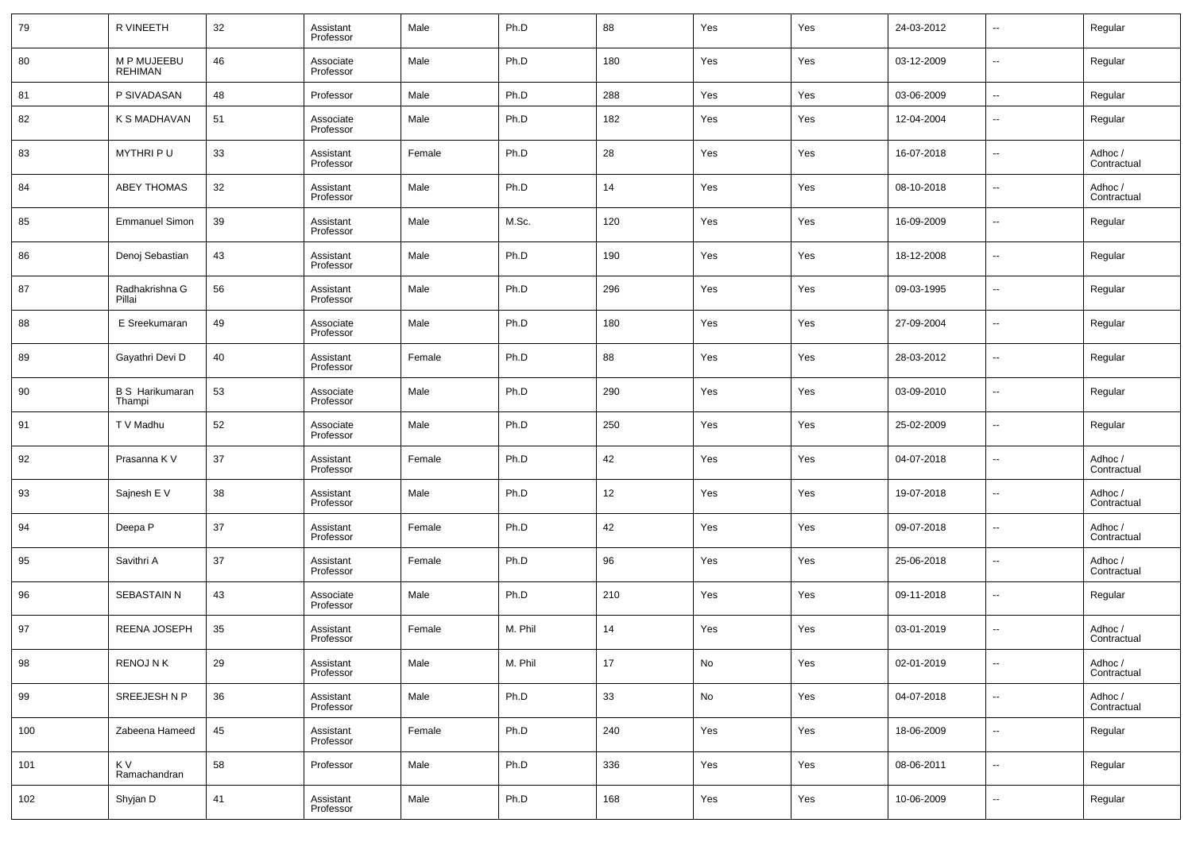| 79 | R VINEETH | 32 | Assistant Professor | Male | Ph.D | 88 | Yes | Yes | 24-03-2012 | -- | Regular |
|---|---|---|---|---|---|---|---|---|---|---|---|
| 80 | M P MUJEEBU REHIMAN | 46 | Associate Professor | Male | Ph.D | 180 | Yes | Yes | 03-12-2009 | -- | Regular |
| 81 | P SIVADASAN | 48 | Professor | Male | Ph.D | 288 | Yes | Yes | 03-06-2009 | -- | Regular |
| 82 | K S MADHAVAN | 51 | Associate Professor | Male | Ph.D | 182 | Yes | Yes | 12-04-2004 | -- | Regular |
| 83 | MYTHRI P U | 33 | Assistant Professor | Female | Ph.D | 28 | Yes | Yes | 16-07-2018 | -- | Adhoc / Contractual |
| 84 | ABEY THOMAS | 32 | Assistant Professor | Male | Ph.D | 14 | Yes | Yes | 08-10-2018 | -- | Adhoc / Contractual |
| 85 | Emmanuel Simon | 39 | Assistant Professor | Male | M.Sc. | 120 | Yes | Yes | 16-09-2009 | -- | Regular |
| 86 | Denoj Sebastian | 43 | Assistant Professor | Male | Ph.D | 190 | Yes | Yes | 18-12-2008 | -- | Regular |
| 87 | Radhakrishna G Pillai | 56 | Assistant Professor | Male | Ph.D | 296 | Yes | Yes | 09-03-1995 | -- | Regular |
| 88 | E Sreekumaran | 49 | Associate Professor | Male | Ph.D | 180 | Yes | Yes | 27-09-2004 | -- | Regular |
| 89 | Gayathri Devi D | 40 | Assistant Professor | Female | Ph.D | 88 | Yes | Yes | 28-03-2012 | -- | Regular |
| 90 | B S Harikumaran Thampi | 53 | Associate Professor | Male | Ph.D | 290 | Yes | Yes | 03-09-2010 | -- | Regular |
| 91 | T V Madhu | 52 | Associate Professor | Male | Ph.D | 250 | Yes | Yes | 25-02-2009 | -- | Regular |
| 92 | Prasanna K V | 37 | Assistant Professor | Female | Ph.D | 42 | Yes | Yes | 04-07-2018 | -- | Adhoc / Contractual |
| 93 | Sajnesh E V | 38 | Assistant Professor | Male | Ph.D | 12 | Yes | Yes | 19-07-2018 | -- | Adhoc / Contractual |
| 94 | Deepa P | 37 | Assistant Professor | Female | Ph.D | 42 | Yes | Yes | 09-07-2018 | -- | Adhoc / Contractual |
| 95 | Savithri A | 37 | Assistant Professor | Female | Ph.D | 96 | Yes | Yes | 25-06-2018 | -- | Adhoc / Contractual |
| 96 | SEBASTAIN N | 43 | Associate Professor | Male | Ph.D | 210 | Yes | Yes | 09-11-2018 | -- | Regular |
| 97 | REENA JOSEPH | 35 | Assistant Professor | Female | M. Phil | 14 | Yes | Yes | 03-01-2019 | -- | Adhoc / Contractual |
| 98 | RENOJ N K | 29 | Assistant Professor | Male | M. Phil | 17 | No | Yes | 02-01-2019 | -- | Adhoc / Contractual |
| 99 | SREEJESH N P | 36 | Assistant Professor | Male | Ph.D | 33 | No | Yes | 04-07-2018 | -- | Adhoc / Contractual |
| 100 | Zabeena Hameed | 45 | Assistant Professor | Female | Ph.D | 240 | Yes | Yes | 18-06-2009 | -- | Regular |
| 101 | K V Ramachandran | 58 | Professor | Male | Ph.D | 336 | Yes | Yes | 08-06-2011 | -- | Regular |
| 102 | Shyjan D | 41 | Assistant Professor | Male | Ph.D | 168 | Yes | Yes | 10-06-2009 | -- | Regular |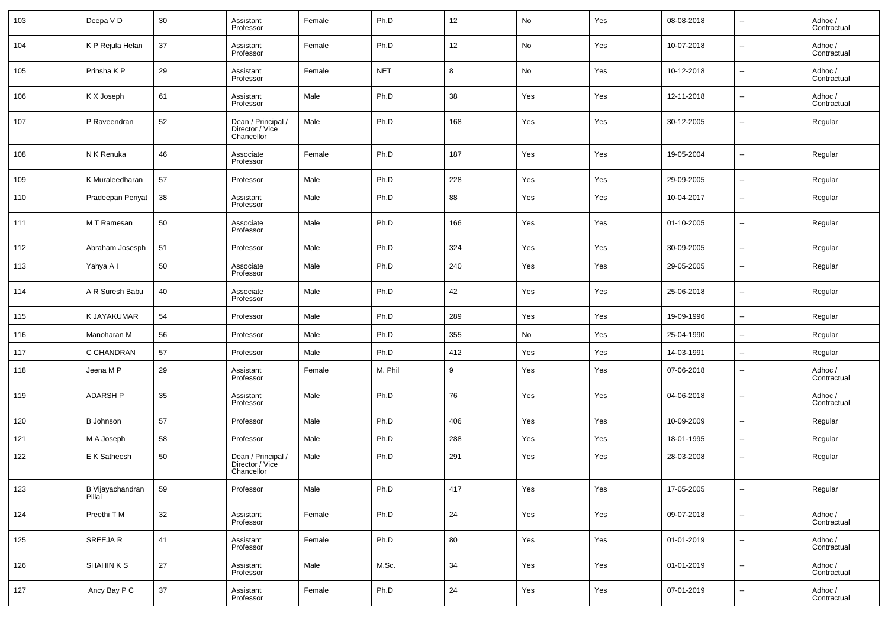| 103 | Deepa V D | 30 | Assistant Professor | Female | Ph.D | 12 | No | Yes | 08-08-2018 | -- | Adhoc / Contractual |
|---|---|---|---|---|---|---|---|---|---|---|---|
| 104 | K P Rejula Helan | 37 | Assistant Professor | Female | Ph.D | 12 | No | Yes | 10-07-2018 | -- | Adhoc / Contractual |
| 105 | Prinsha K P | 29 | Assistant Professor | Female | NET | 8 | No | Yes | 10-12-2018 | -- | Adhoc / Contractual |
| 106 | K X Joseph | 61 | Assistant Professor | Male | Ph.D | 38 | Yes | Yes | 12-11-2018 | -- | Adhoc / Contractual |
| 107 | P Raveendran | 52 | Dean / Principal / Director / Vice Chancellor | Male | Ph.D | 168 | Yes | Yes | 30-12-2005 | -- | Regular |
| 108 | N K Renuka | 46 | Associate Professor | Female | Ph.D | 187 | Yes | Yes | 19-05-2004 | -- | Regular |
| 109 | K Muraleedharan | 57 | Professor | Male | Ph.D | 228 | Yes | Yes | 29-09-2005 | -- | Regular |
| 110 | Pradeepan Periyat | 38 | Assistant Professor | Male | Ph.D | 88 | Yes | Yes | 10-04-2017 | -- | Regular |
| 111 | M T Ramesan | 50 | Associate Professor | Male | Ph.D | 166 | Yes | Yes | 01-10-2005 | -- | Regular |
| 112 | Abraham Josesph | 51 | Professor | Male | Ph.D | 324 | Yes | Yes | 30-09-2005 | -- | Regular |
| 113 | Yahya A I | 50 | Associate Professor | Male | Ph.D | 240 | Yes | Yes | 29-05-2005 | -- | Regular |
| 114 | A R Suresh Babu | 40 | Associate Professor | Male | Ph.D | 42 | Yes | Yes | 25-06-2018 | -- | Regular |
| 115 | K JAYAKUMAR | 54 | Professor | Male | Ph.D | 289 | Yes | Yes | 19-09-1996 | -- | Regular |
| 116 | Manoharan M | 56 | Professor | Male | Ph.D | 355 | No | Yes | 25-04-1990 | -- | Regular |
| 117 | C CHANDRAN | 57 | Professor | Male | Ph.D | 412 | Yes | Yes | 14-03-1991 | -- | Regular |
| 118 | Jeena M P | 29 | Assistant Professor | Female | M. Phil | 9 | Yes | Yes | 07-06-2018 | -- | Adhoc / Contractual |
| 119 | ADARSH P | 35 | Assistant Professor | Male | Ph.D | 76 | Yes | Yes | 04-06-2018 | -- | Adhoc / Contractual |
| 120 | B Johnson | 57 | Professor | Male | Ph.D | 406 | Yes | Yes | 10-09-2009 | -- | Regular |
| 121 | M A Joseph | 58 | Professor | Male | Ph.D | 288 | Yes | Yes | 18-01-1995 | -- | Regular |
| 122 | E K Satheesh | 50 | Dean / Principal / Director / Vice Chancellor | Male | Ph.D | 291 | Yes | Yes | 28-03-2008 | -- | Regular |
| 123 | B Vijayachandran Pillai | 59 | Professor | Male | Ph.D | 417 | Yes | Yes | 17-05-2005 | -- | Regular |
| 124 | Preethi T M | 32 | Assistant Professor | Female | Ph.D | 24 | Yes | Yes | 09-07-2018 | -- | Adhoc / Contractual |
| 125 | SREEJA R | 41 | Assistant Professor | Female | Ph.D | 80 | Yes | Yes | 01-01-2019 | -- | Adhoc / Contractual |
| 126 | SHAHIN K S | 27 | Assistant Professor | Male | M.Sc. | 34 | Yes | Yes | 01-01-2019 | -- | Adhoc / Contractual |
| 127 | Ancy Bay P C | 37 | Assistant Professor | Female | Ph.D | 24 | Yes | Yes | 07-01-2019 | -- | Adhoc / Contractual |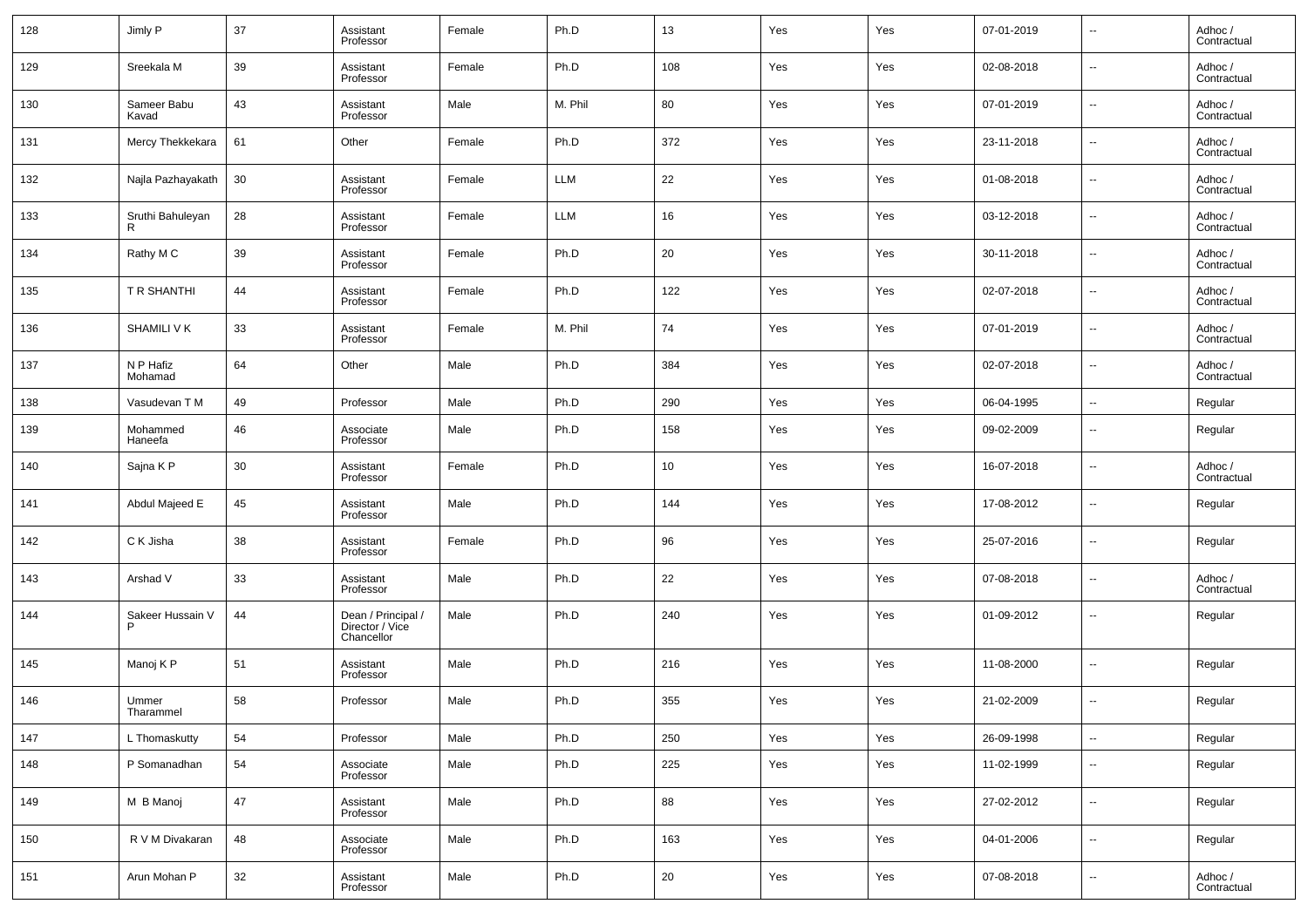| 128 | Jimly P | 37 | Assistant Professor | Female | Ph.D | 13 | Yes | Yes | 07-01-2019 | -- | Adhoc / Contractual |
|---|---|---|---|---|---|---|---|---|---|---|---|
| 129 | Sreekala M | 39 | Assistant Professor | Female | Ph.D | 108 | Yes | Yes | 02-08-2018 | -- | Adhoc / Contractual |
| 130 | Sameer Babu Kavad | 43 | Assistant Professor | Male | M. Phil | 80 | Yes | Yes | 07-01-2019 | -- | Adhoc / Contractual |
| 131 | Mercy Thekkekara | 61 | Other | Female | Ph.D | 372 | Yes | Yes | 23-11-2018 | -- | Adhoc / Contractual |
| 132 | Najla Pazhayakath | 30 | Assistant Professor | Female | LLM | 22 | Yes | Yes | 01-08-2018 | -- | Adhoc / Contractual |
| 133 | Sruthi Bahuleyan R | 28 | Assistant Professor | Female | LLM | 16 | Yes | Yes | 03-12-2018 | -- | Adhoc / Contractual |
| 134 | Rathy M C | 39 | Assistant Professor | Female | Ph.D | 20 | Yes | Yes | 30-11-2018 | -- | Adhoc / Contractual |
| 135 | T R SHANTHI | 44 | Assistant Professor | Female | Ph.D | 122 | Yes | Yes | 02-07-2018 | -- | Adhoc / Contractual |
| 136 | SHAMILI V K | 33 | Assistant Professor | Female | M. Phil | 74 | Yes | Yes | 07-01-2019 | -- | Adhoc / Contractual |
| 137 | N P Hafiz Mohamad | 64 | Other | Male | Ph.D | 384 | Yes | Yes | 02-07-2018 | -- | Adhoc / Contractual |
| 138 | Vasudevan T M | 49 | Professor | Male | Ph.D | 290 | Yes | Yes | 06-04-1995 | -- | Regular |
| 139 | Mohammed Haneefa | 46 | Associate Professor | Male | Ph.D | 158 | Yes | Yes | 09-02-2009 | -- | Regular |
| 140 | Sajna K P | 30 | Assistant Professor | Female | Ph.D | 10 | Yes | Yes | 16-07-2018 | -- | Adhoc / Contractual |
| 141 | Abdul Majeed E | 45 | Assistant Professor | Male | Ph.D | 144 | Yes | Yes | 17-08-2012 | -- | Regular |
| 142 | C K Jisha | 38 | Assistant Professor | Female | Ph.D | 96 | Yes | Yes | 25-07-2016 | -- | Regular |
| 143 | Arshad V | 33 | Assistant Professor | Male | Ph.D | 22 | Yes | Yes | 07-08-2018 | -- | Adhoc / Contractual |
| 144 | Sakeer Hussain V P | 44 | Dean / Principal / Director / Vice Chancellor | Male | Ph.D | 240 | Yes | Yes | 01-09-2012 | -- | Regular |
| 145 | Manoj K P | 51 | Assistant Professor | Male | Ph.D | 216 | Yes | Yes | 11-08-2000 | -- | Regular |
| 146 | Ummer Tharammel | 58 | Professor | Male | Ph.D | 355 | Yes | Yes | 21-02-2009 | -- | Regular |
| 147 | L Thomaskutty | 54 | Professor | Male | Ph.D | 250 | Yes | Yes | 26-09-1998 | -- | Regular |
| 148 | P Somanadhan | 54 | Associate Professor | Male | Ph.D | 225 | Yes | Yes | 11-02-1999 | -- | Regular |
| 149 | M B Manoj | 47 | Assistant Professor | Male | Ph.D | 88 | Yes | Yes | 27-02-2012 | -- | Regular |
| 150 | R V M Divakaran | 48 | Associate Professor | Male | Ph.D | 163 | Yes | Yes | 04-01-2006 | -- | Regular |
| 151 | Arun Mohan P | 32 | Assistant Professor | Male | Ph.D | 20 | Yes | Yes | 07-08-2018 | -- | Adhoc / Contractual |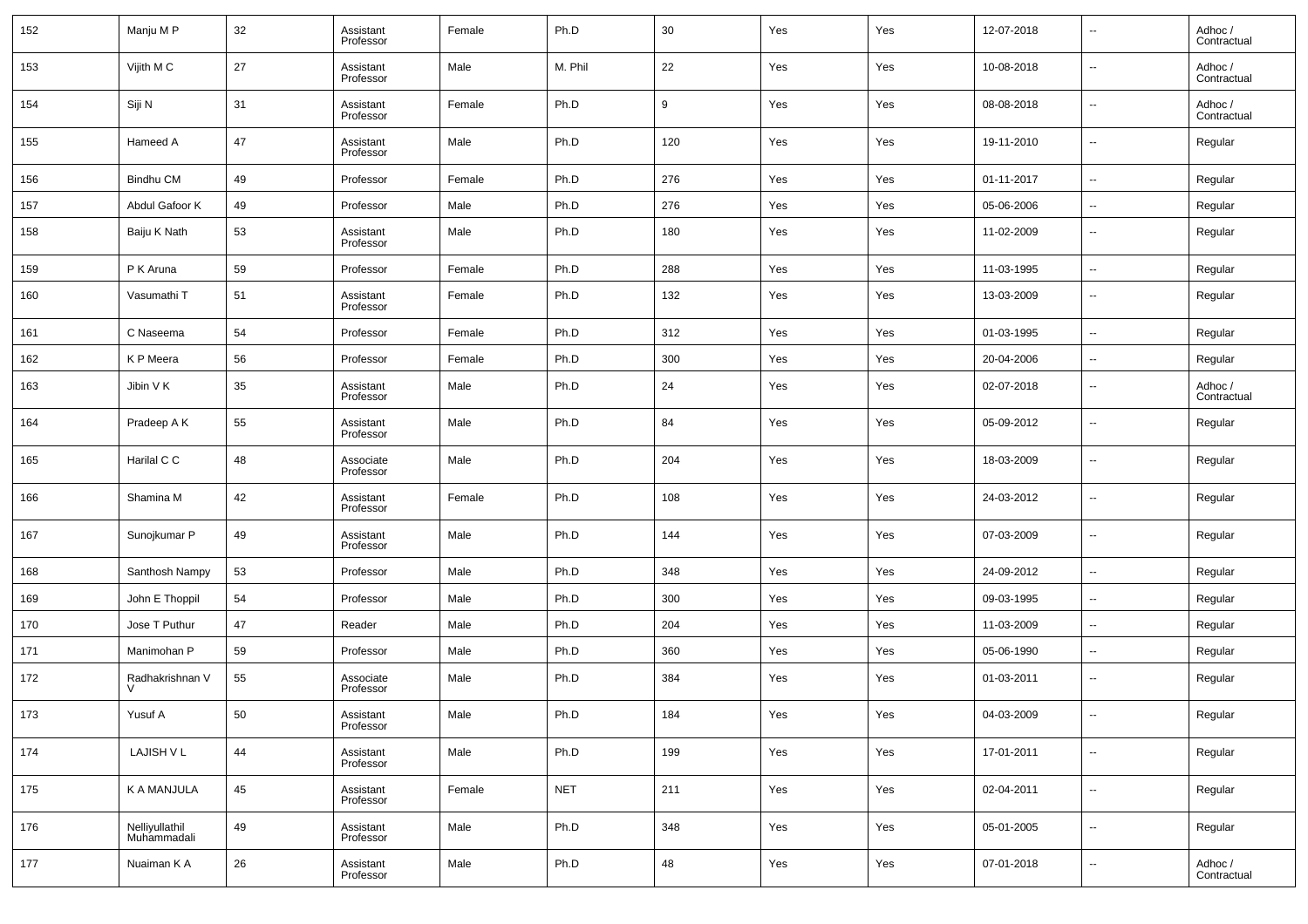| 152 | Manju M P | 32 | Assistant Professor | Female | Ph.D | 30 | Yes | Yes | 12-07-2018 | -- | Adhoc / Contractual |
|---|---|---|---|---|---|---|---|---|---|---|---|
| 153 | Vijith M C | 27 | Assistant Professor | Male | M. Phil | 22 | Yes | Yes | 10-08-2018 | -- | Adhoc / Contractual |
| 154 | Siji N | 31 | Assistant Professor | Female | Ph.D | 9 | Yes | Yes | 08-08-2018 | -- | Adhoc / Contractual |
| 155 | Hameed A | 47 | Assistant Professor | Male | Ph.D | 120 | Yes | Yes | 19-11-2010 | -- | Regular |
| 156 | Bindhu CM | 49 | Professor | Female | Ph.D | 276 | Yes | Yes | 01-11-2017 | -- | Regular |
| 157 | Abdul Gafoor K | 49 | Professor | Male | Ph.D | 276 | Yes | Yes | 05-06-2006 | -- | Regular |
| 158 | Baiju K Nath | 53 | Assistant Professor | Male | Ph.D | 180 | Yes | Yes | 11-02-2009 | -- | Regular |
| 159 | P K Aruna | 59 | Professor | Female | Ph.D | 288 | Yes | Yes | 11-03-1995 | -- | Regular |
| 160 | Vasumathi T | 51 | Assistant Professor | Female | Ph.D | 132 | Yes | Yes | 13-03-2009 | -- | Regular |
| 161 | C Naseema | 54 | Professor | Female | Ph.D | 312 | Yes | Yes | 01-03-1995 | -- | Regular |
| 162 | K P Meera | 56 | Professor | Female | Ph.D | 300 | Yes | Yes | 20-04-2006 | -- | Regular |
| 163 | Jibin V K | 35 | Assistant Professor | Male | Ph.D | 24 | Yes | Yes | 02-07-2018 | -- | Adhoc / Contractual |
| 164 | Pradeep A K | 55 | Assistant Professor | Male | Ph.D | 84 | Yes | Yes | 05-09-2012 | -- | Regular |
| 165 | Harilal C C | 48 | Associate Professor | Male | Ph.D | 204 | Yes | Yes | 18-03-2009 | -- | Regular |
| 166 | Shamina M | 42 | Assistant Professor | Female | Ph.D | 108 | Yes | Yes | 24-03-2012 | -- | Regular |
| 167 | Sunojkumar P | 49 | Assistant Professor | Male | Ph.D | 144 | Yes | Yes | 07-03-2009 | -- | Regular |
| 168 | Santhosh Nampy | 53 | Professor | Male | Ph.D | 348 | Yes | Yes | 24-09-2012 | -- | Regular |
| 169 | John E Thoppil | 54 | Professor | Male | Ph.D | 300 | Yes | Yes | 09-03-1995 | -- | Regular |
| 170 | Jose T Puthur | 47 | Reader | Male | Ph.D | 204 | Yes | Yes | 11-03-2009 | -- | Regular |
| 171 | Manimohan P | 59 | Professor | Male | Ph.D | 360 | Yes | Yes | 05-06-1990 | -- | Regular |
| 172 | Radhakrishnan V V | 55 | Associate Professor | Male | Ph.D | 384 | Yes | Yes | 01-03-2011 | -- | Regular |
| 173 | Yusuf A | 50 | Assistant Professor | Male | Ph.D | 184 | Yes | Yes | 04-03-2009 | -- | Regular |
| 174 | LAJISH V L | 44 | Assistant Professor | Male | Ph.D | 199 | Yes | Yes | 17-01-2011 | -- | Regular |
| 175 | K A MANJULA | 45 | Assistant Professor | Female | NET | 211 | Yes | Yes | 02-04-2011 | -- | Regular |
| 176 | Nelliyullathil Muhammadali | 49 | Assistant Professor | Male | Ph.D | 348 | Yes | Yes | 05-01-2005 | -- | Regular |
| 177 | Nuaiman K A | 26 | Assistant Professor | Male | Ph.D | 48 | Yes | Yes | 07-01-2018 | -- | Adhoc / Contractual |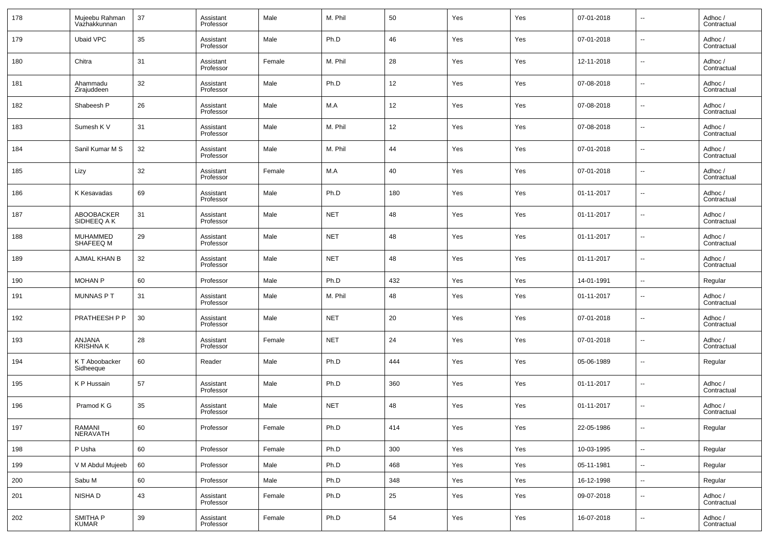| 178 | Mujeebu Rahman Vazhakkunnan | 37 | Assistant Professor | Male | M. Phil | 50 | Yes | Yes | 07-01-2018 | -- | Adhoc / Contractual |
|---|---|---|---|---|---|---|---|---|---|---|---|
| 179 | Ubaid VPC | 35 | Assistant Professor | Male | Ph.D | 46 | Yes | Yes | 07-01-2018 | -- | Adhoc / Contractual |
| 180 | Chitra | 31 | Assistant Professor | Female | M. Phil | 28 | Yes | Yes | 12-11-2018 | -- | Adhoc / Contractual |
| 181 | Ahammadu Zirajuddeen | 32 | Assistant Professor | Male | Ph.D | 12 | Yes | Yes | 07-08-2018 | -- | Adhoc / Contractual |
| 182 | Shabeesh P | 26 | Assistant Professor | Male | M.A | 12 | Yes | Yes | 07-08-2018 | -- | Adhoc / Contractual |
| 183 | Sumesh K V | 31 | Assistant Professor | Male | M. Phil | 12 | Yes | Yes | 07-08-2018 | -- | Adhoc / Contractual |
| 184 | Sanil Kumar M S | 32 | Assistant Professor | Male | M. Phil | 44 | Yes | Yes | 07-01-2018 | -- | Adhoc / Contractual |
| 185 | Lizy | 32 | Assistant Professor | Female | M.A | 40 | Yes | Yes | 07-01-2018 | -- | Adhoc / Contractual |
| 186 | K Kesavadas | 69 | Assistant Professor | Male | Ph.D | 180 | Yes | Yes | 01-11-2017 | -- | Adhoc / Contractual |
| 187 | ABOOBACKER SIDHEEQ A K | 31 | Assistant Professor | Male | NET | 48 | Yes | Yes | 01-11-2017 | -- | Adhoc / Contractual |
| 188 | MUHAMMED SHAFEEQ M | 29 | Assistant Professor | Male | NET | 48 | Yes | Yes | 01-11-2017 | -- | Adhoc / Contractual |
| 189 | AJMAL KHAN B | 32 | Assistant Professor | Male | NET | 48 | Yes | Yes | 01-11-2017 | -- | Adhoc / Contractual |
| 190 | MOHAN P | 60 | Professor | Male | Ph.D | 432 | Yes | Yes | 14-01-1991 | -- | Regular |
| 191 | MUNNAS P T | 31 | Assistant Professor | Male | M. Phil | 48 | Yes | Yes | 01-11-2017 | -- | Adhoc / Contractual |
| 192 | PRATHEESH P P | 30 | Assistant Professor | Male | NET | 20 | Yes | Yes | 07-01-2018 | -- | Adhoc / Contractual |
| 193 | ANJANA KRISHNA K | 28 | Assistant Professor | Female | NET | 24 | Yes | Yes | 07-01-2018 | -- | Adhoc / Contractual |
| 194 | K T Aboobacker Sidheeque | 60 | Reader | Male | Ph.D | 444 | Yes | Yes | 05-06-1989 | -- | Regular |
| 195 | K P Hussain | 57 | Assistant Professor | Male | Ph.D | 360 | Yes | Yes | 01-11-2017 | -- | Adhoc / Contractual |
| 196 | Pramod K G | 35 | Assistant Professor | Male | NET | 48 | Yes | Yes | 01-11-2017 | -- | Adhoc / Contractual |
| 197 | RAMANI NERAVATH | 60 | Professor | Female | Ph.D | 414 | Yes | Yes | 22-05-1986 | -- | Regular |
| 198 | P Usha | 60 | Professor | Female | Ph.D | 300 | Yes | Yes | 10-03-1995 | -- | Regular |
| 199 | V M Abdul Mujeeb | 60 | Professor | Male | Ph.D | 468 | Yes | Yes | 05-11-1981 | -- | Regular |
| 200 | Sabu M | 60 | Professor | Male | Ph.D | 348 | Yes | Yes | 16-12-1998 | -- | Regular |
| 201 | NISHA D | 43 | Assistant Professor | Female | Ph.D | 25 | Yes | Yes | 09-07-2018 | -- | Adhoc / Contractual |
| 202 | SMITHA P KUMAR | 39 | Assistant Professor | Female | Ph.D | 54 | Yes | Yes | 16-07-2018 | -- | Adhoc / Contractual |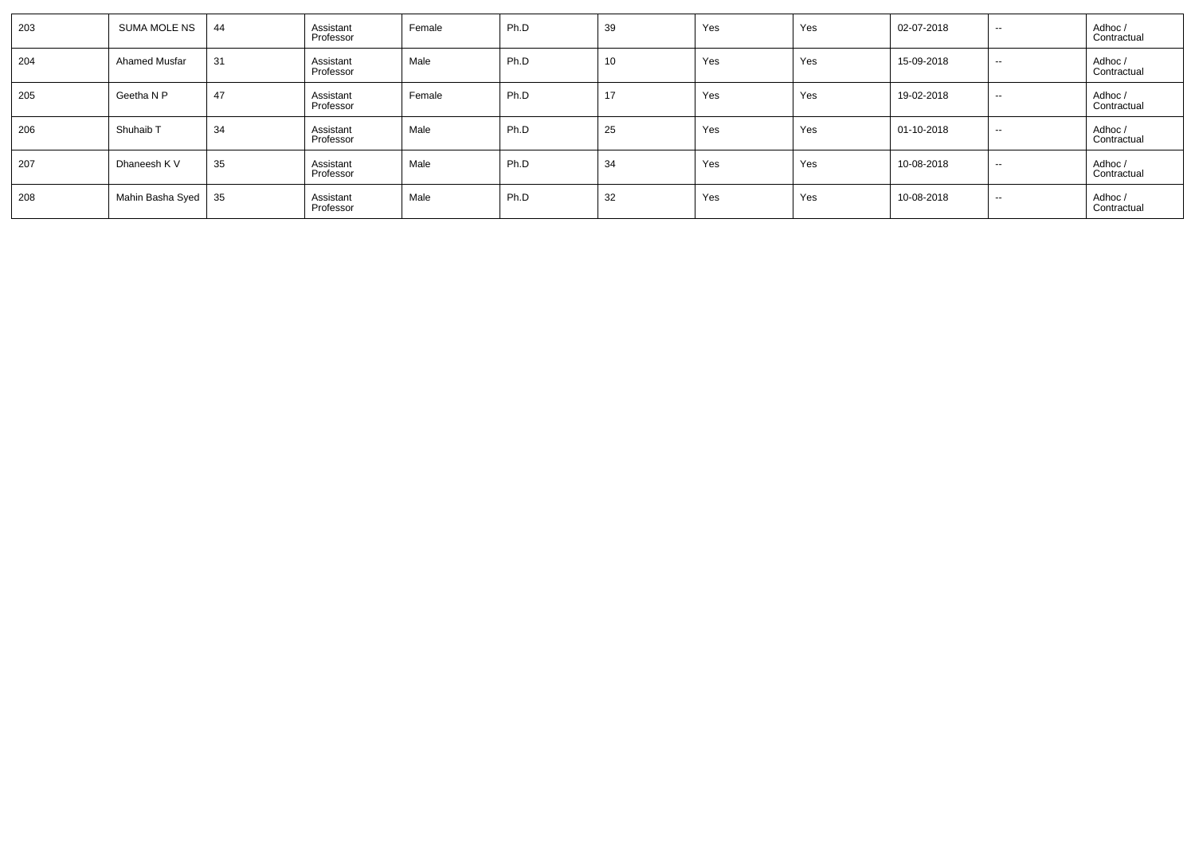| | | | | | | | | | | | |
|---|---|---|---|---|---|---|---|---|---|---|---|
| 203 | SUMA MOLE NS | 44 | Assistant Professor | Female | Ph.D | 39 | Yes | Yes | 02-07-2018 | -- | Adhoc / Contractual |
| 204 | Ahamed Musfar | 31 | Assistant Professor | Male | Ph.D | 10 | Yes | Yes | 15-09-2018 | -- | Adhoc / Contractual |
| 205 | Geetha N P | 47 | Assistant Professor | Female | Ph.D | 17 | Yes | Yes | 19-02-2018 | -- | Adhoc / Contractual |
| 206 | Shuhaib T | 34 | Assistant Professor | Male | Ph.D | 25 | Yes | Yes | 01-10-2018 | -- | Adhoc / Contractual |
| 207 | Dhaneesh K V | 35 | Assistant Professor | Male | Ph.D | 34 | Yes | Yes | 10-08-2018 | -- | Adhoc / Contractual |
| 208 | Mahin Basha Syed | 35 | Assistant Professor | Male | Ph.D | 32 | Yes | Yes | 10-08-2018 | -- | Adhoc / Contractual |